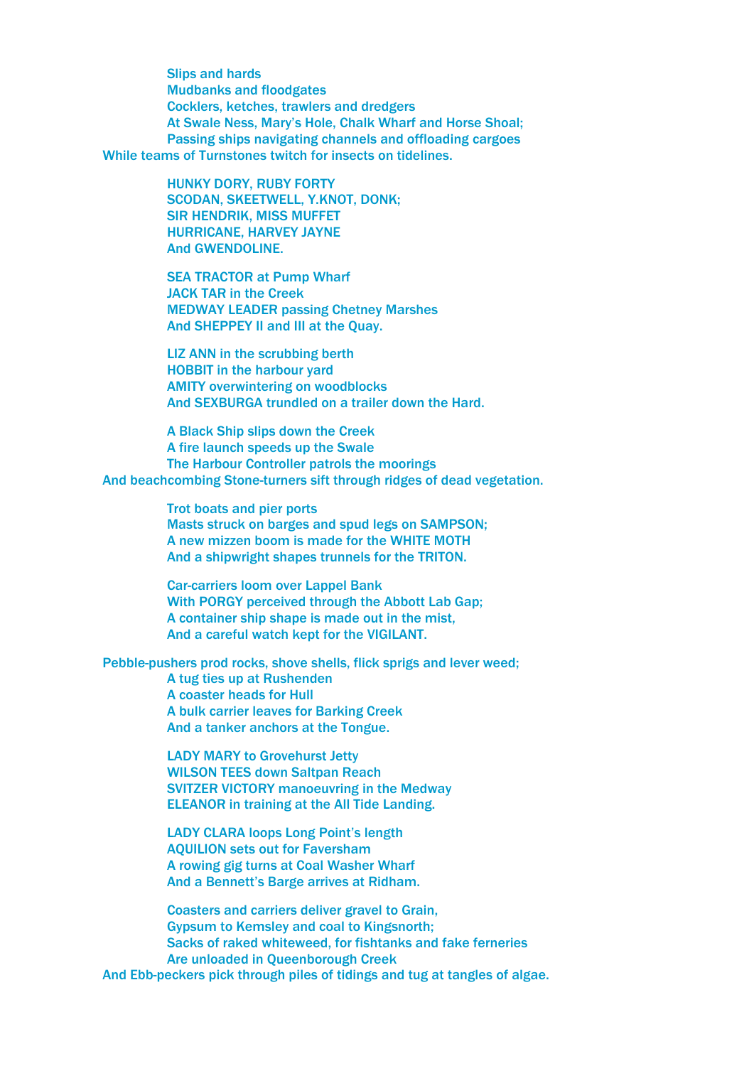Slips and hards
Mudbanks and floodgates
Cocklers, ketches, trawlers and dredgers
At Swale Ness, Mary's Hole, Chalk Wharf and Horse Shoal;
Passing ships navigating channels and offloading cargoes
While teams of Turnstones twitch for insects on tidelines.

HUNKY DORY, RUBY FORTY
SCODAN, SKEETWELL, Y.KNOT, DONK;
SIR HENDRIK, MISS MUFFET
HURRICANE, HARVEY JAYNE
And GWENDOLINE.

SEA TRACTOR at Pump Wharf
JACK TAR in the Creek
MEDWAY LEADER passing Chetney Marshes
And SHEPPEY II and III at the Quay.

LIZ ANN in the scrubbing berth
HOBBIT in the harbour yard
AMITY overwintering on woodblocks
And SEXBURGA trundled on a trailer down the Hard.

A Black Ship slips down the Creek
A fire launch speeds up the Swale
The Harbour Controller patrols the moorings
And beachcombing Stone-turners sift through ridges of dead vegetation.

Trot boats and pier ports
Masts struck on barges and spud legs on SAMPSON;
A new mizzen boom is made for the WHITE MOTH
And a shipwright shapes trunnels for the TRITON.

Car-carriers loom over Lappel Bank
With PORGY perceived through the Abbott Lab Gap;
A container ship shape is made out in the mist,
And a careful watch kept for the VIGILANT.

Pebble-pushers prod rocks, shove shells, flick sprigs and lever weed;
A tug ties up at Rushenden
A coaster heads for Hull
A bulk carrier leaves for Barking Creek
And a tanker anchors at the Tongue.

LADY MARY to Grovehurst Jetty
WILSON TEES down Saltpan Reach
SVITZER VICTORY manoeuvring in the Medway
ELEANOR in training at the All Tide Landing.

LADY CLARA loops Long Point's length
AQUILION sets out for Faversham
A rowing gig turns at Coal Washer Wharf
And a Bennett's Barge arrives at Ridham.

Coasters and carriers deliver gravel to Grain,
Gypsum to Kemsley and coal to Kingsnorth;
Sacks of raked whiteweed, for fishtanks and fake ferneries
Are unloaded in Queenborough Creek
And Ebb-peckers pick through piles of tidings and tug at tangles of algae.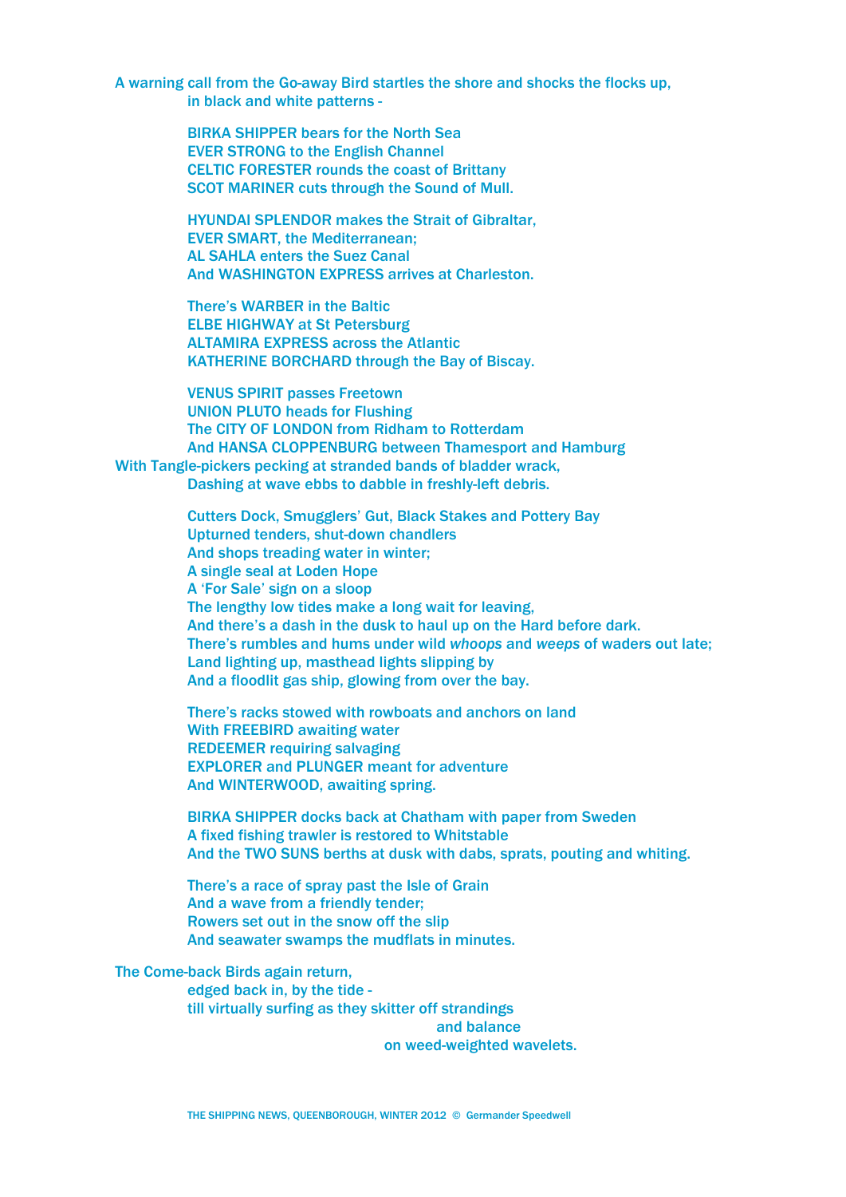A warning call from the Go-away Bird startles the shore and shocks the flocks up,
in black and white patterns -

BIRKA SHIPPER bears for the North Sea
EVER STRONG to the English Channel
CELTIC FORESTER rounds the coast of Brittany
SCOT MARINER cuts through the Sound of Mull.

HYUNDAI SPLENDOR makes the Strait of Gibraltar,
EVER SMART, the Mediterranean;
AL SAHLA enters the Suez Canal
And WASHINGTON EXPRESS arrives at Charleston.

There's WARBER in the Baltic
ELBE HIGHWAY at St Petersburg
ALTAMIRA EXPRESS across the Atlantic
KATHERINE BORCHARD through the Bay of Biscay.

VENUS SPIRIT passes Freetown
UNION PLUTO heads for Flushing
The CITY OF LONDON from Ridham to Rotterdam
And HANSA CLOPPENBURG between Thamesport and Hamburg
With Tangle-pickers pecking at stranded bands of bladder wrack,
Dashing at wave ebbs to dabble in freshly-left debris.

Cutters Dock, Smugglers' Gut, Black Stakes and Pottery Bay
Upturned tenders, shut-down chandlers
And shops treading water in winter;
A single seal at Loden Hope
A 'For Sale' sign on a sloop
The lengthy low tides make a long wait for leaving,
And there's a dash in the dusk to haul up on the Hard before dark.
There's rumbles and hums under wild *whoops* and *weeps* of waders out late;
Land lighting up, masthead lights slipping by
And a floodlit gas ship, glowing from over the bay.

There's racks stowed with rowboats and anchors on land
With FREEBIRD awaiting water
REDEEMER requiring salvaging
EXPLORER and PLUNGER meant for adventure
And WINTERWOOD, awaiting spring.

BIRKA SHIPPER docks back at Chatham with paper from Sweden
A fixed fishing trawler is restored to Whitstable
And the TWO SUNS berths at dusk with dabs, sprats, pouting and whiting.

There's a race of spray past the Isle of Grain
And a wave from a friendly tender;
Rowers set out in the snow off the slip
And seawater swamps the mudflats in minutes.

The Come-back Birds again return,
edged back in, by the tide -
till virtually surfing as they skitter off strandings
and balance
on weed-weighted wavelets.

THE SHIPPING NEWS, QUEENBOROUGH, WINTER 2012 © Germander Speedwell